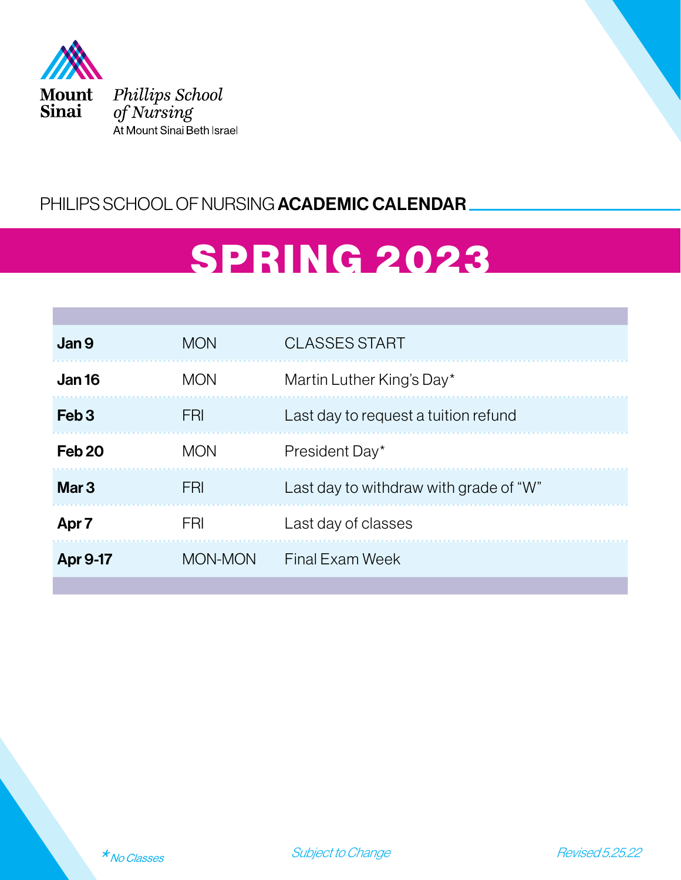Mount Sinai

*Phillips School of Nursing*
At Mount Sinai Beth Israel

PHILIPS SCHOOL OF NURSING **ACADEMIC CALENDAR**

# SPRING 2023

| | | |
|---|---|---|
| **Jan 9** | MON | CLASSES START |
| **Jan 16** | MON | Martin Luther King's Day* |
| **Feb 3** | FRI | Last day to request a tuition refund |
| **Feb 20** | MON | President Day* |
| **Mar 3** | FRI | Last day to withdraw with grade of "W" |
| **Apr 7** | FRI | Last day of classes |
| **Apr 9-17** | MON-MON | Final Exam Week |

*\* No Classes*

*Subject to Change*

*Revised 5.25.22*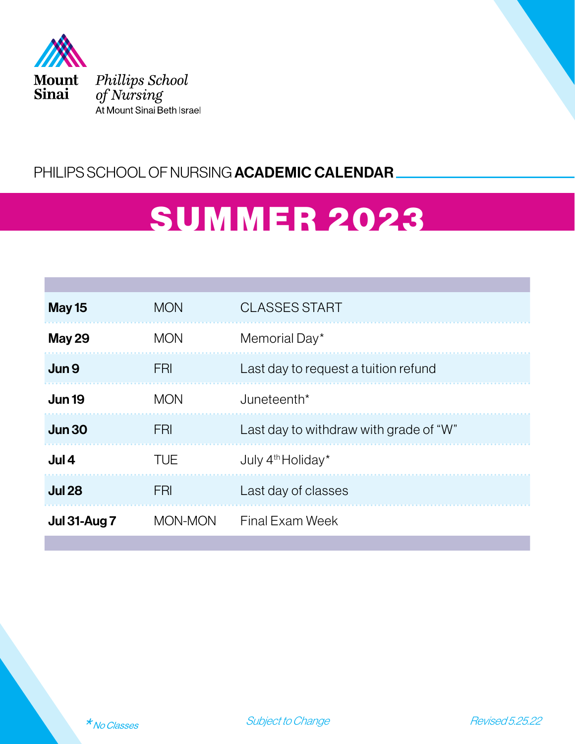Mount Sinai

*Phillips School of Nursing*
At Mount Sinai Beth Israel

PHILIPS SCHOOL OF NURSING **ACADEMIC CALENDAR**

# SUMMER 2023

| | | |
|---|---|---|
| **May 15** | MON | CLASSES START |
| **May 29** | MON | Memorial Day* |
| **Jun 9** | FRI | Last day to request a tuition refund |
| **Jun 19** | MON | Juneteenth* |
| **Jun 30** | FRI | Last day to withdraw with grade of "W" |
| **Jul 4** | TUE | July 4th Holiday* |
| **Jul 28** | FRI | Last day of classes |
| **Jul 31-Aug 7** | MON-MON | Final Exam Week |

*\* No Classes*

*Subject to Change*

*Revised 5.25.22*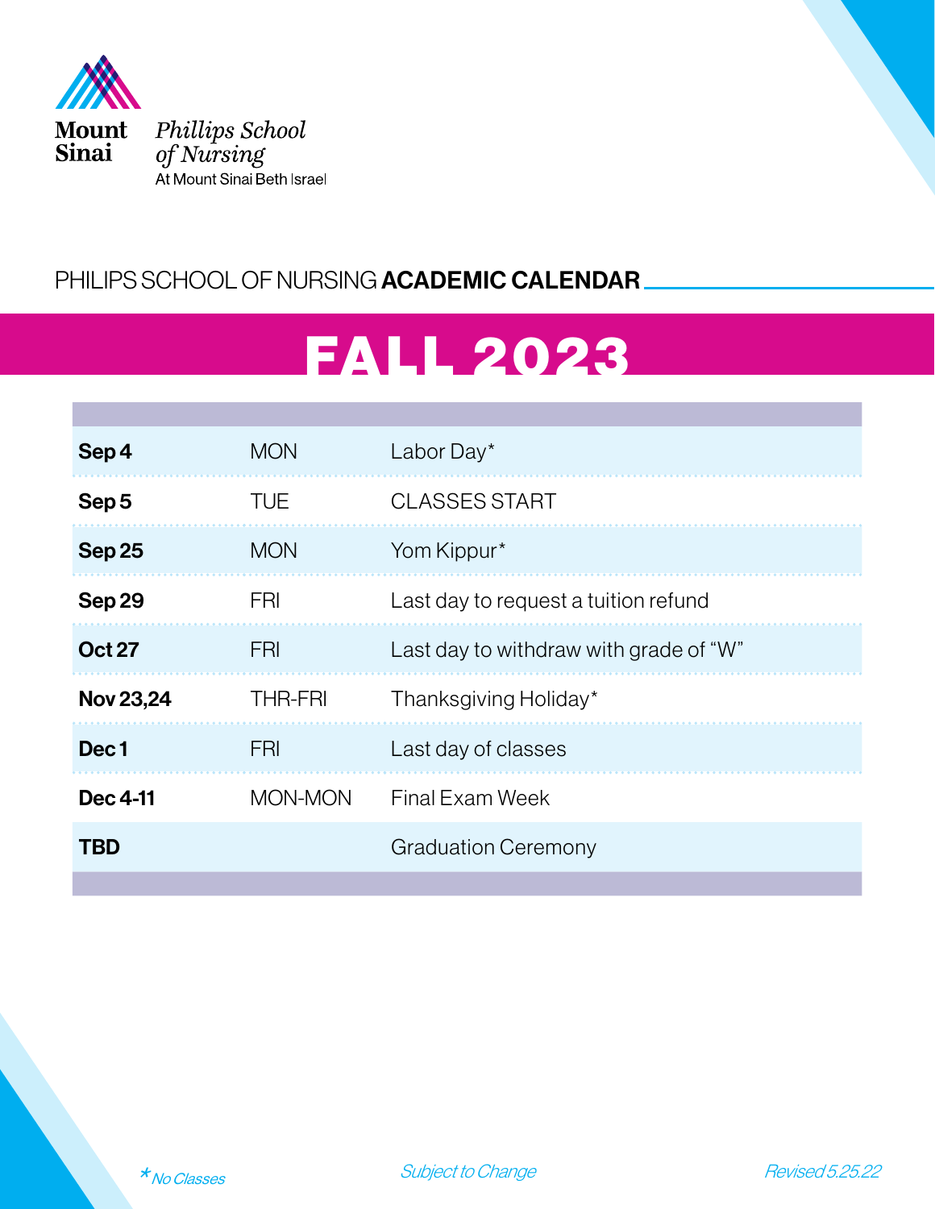Mount Sinai

*Phillips School of Nursing*
At Mount Sinai Beth Israel

PHILIPS SCHOOL OF NURSING **ACADEMIC CALENDAR**

# FALL 2023

| | | |
|---|---|---|
| **Sep 4** | MON | Labor Day* |
| **Sep 5** | TUE | CLASSES START |
| **Sep 25** | MON | Yom Kippur* |
| **Sep 29** | FRI | Last day to request a tuition refund |
| **Oct 27** | FRI | Last day to withdraw with grade of “W” |
| **Nov 23,24** | THR-FRI | Thanksgiving Holiday* |
| **Dec 1** | FRI | Last day of classes |
| **Dec 4-11** | MON-MON | Final Exam Week |
| **TBD** | | Graduation Ceremony |

*\* No Classes*

*Subject to Change*

*Revised 5.25.22*